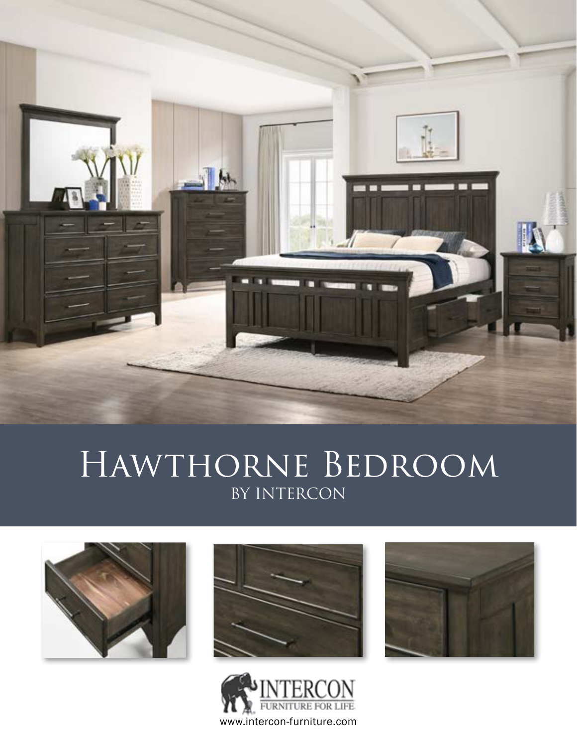# Hawthorne Bedroom
## BY INTERCON

INTERCON
FURNITURE FOR LIFE

www.intercon-furniture.com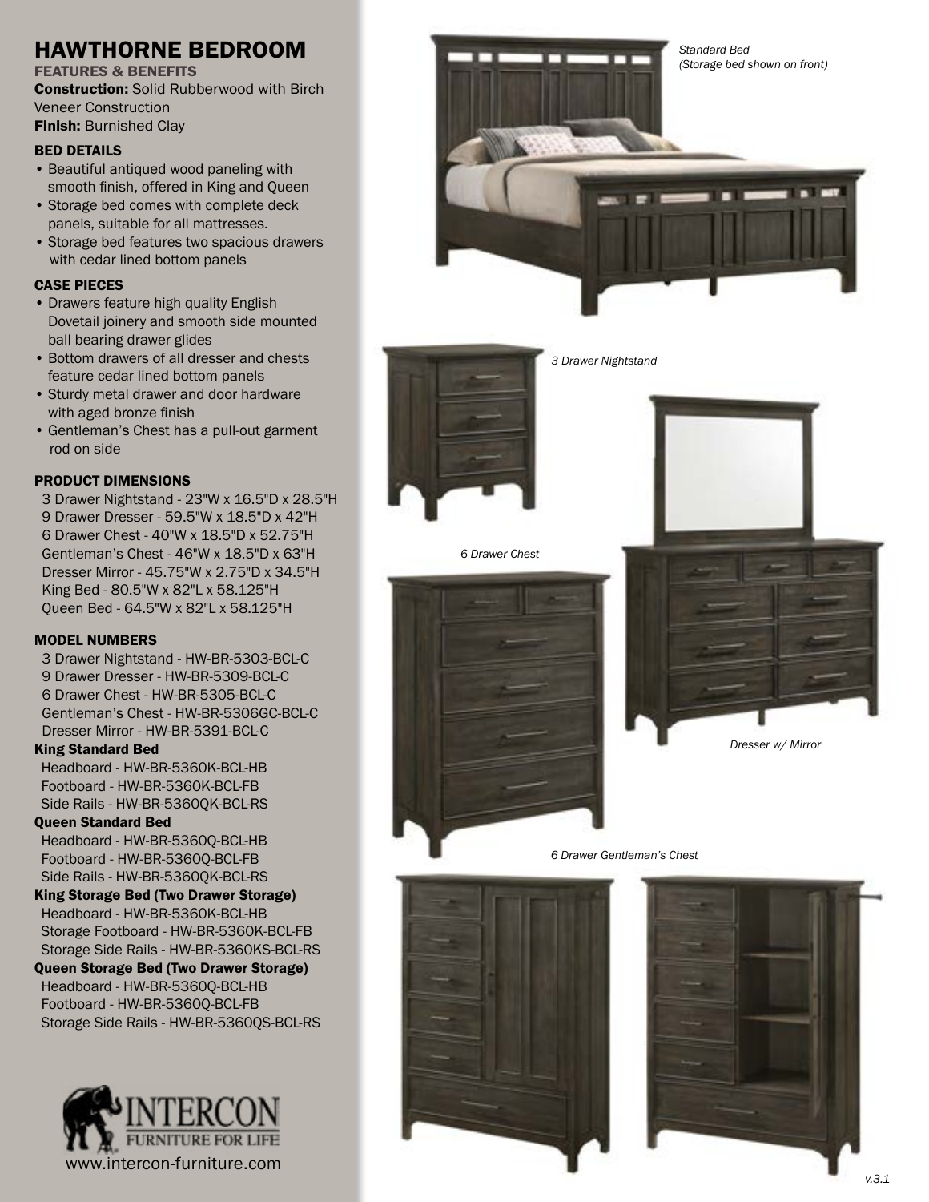# HAWTHORNE BEDROOM

## FEATURES & BENEFITS

**Construction:** Solid Rubberwood with Birch Veneer Construction
**Finish:** Burnished Clay

### BED DETAILS

- Beautiful antiqued wood paneling with smooth finish, offered in King and Queen
- Storage bed comes with complete deck panels, suitable for all mattresses.
- Storage bed features two spacious drawers with cedar lined bottom panels

### CASE PIECES

- Drawers feature high quality English Dovetail joinery and smooth side mounted ball bearing drawer glides
- Bottom drawers of all dresser and chests feature cedar lined bottom panels
- Sturdy metal drawer and door hardware with aged bronze finish
- Gentleman's Chest has a pull-out garment rod on side

### PRODUCT DIMENSIONS

3 Drawer Nightstand - 23"W x 16.5"D x 28.5"H
9 Drawer Dresser - 59.5"W x 18.5"D x 42"H
6 Drawer Chest - 40"W x 18.5"D x 52.75"H
Gentleman's Chest - 46"W x 18.5"D x 63"H
Dresser Mirror - 45.75"W x 2.75"D x 34.5"H
King Bed - 80.5"W x 82"L x 58.125"H
Queen Bed - 64.5"W x 82"L x 58.125"H

### MODEL NUMBERS

3 Drawer Nightstand - HW-BR-5303-BCL-C
9 Drawer Dresser - HW-BR-5309-BCL-C
6 Drawer Chest - HW-BR-5305-BCL-C
Gentleman's Chest - HW-BR-5306GC-BCL-C
Dresser Mirror - HW-BR-5391-BCL-C

**King Standard Bed**
Headboard - HW-BR-5360K-BCL-HB
Footboard - HW-BR-5360K-BCL-FB
Side Rails - HW-BR-5360QK-BCL-RS

**Queen Standard Bed**
Headboard - HW-BR-5360Q-BCL-HB
Footboard - HW-BR-5360Q-BCL-FB
Side Rails - HW-BR-5360QK-BCL-RS

**King Storage Bed (Two Drawer Storage)**
Headboard - HW-BR-5360K-BCL-HB
Storage Footboard - HW-BR-5360K-BCL-FB
Storage Side Rails - HW-BR-5360KS-BCL-RS

**Queen Storage Bed (Two Drawer Storage)**
Headboard - HW-BR-5360Q-BCL-HB
Footboard - HW-BR-5360Q-BCL-FB
Storage Side Rails - HW-BR-5360QS-BCL-RS

INTERCON
FURNITURE FOR LIFE
www.intercon-furniture.com

*Standard Bed*
*(Storage bed shown on front)*

*3 Drawer Nightstand*

*6 Drawer Chest*

*Dresser w/ Mirror*

*6 Drawer Gentleman's Chest*

*v.3.1*